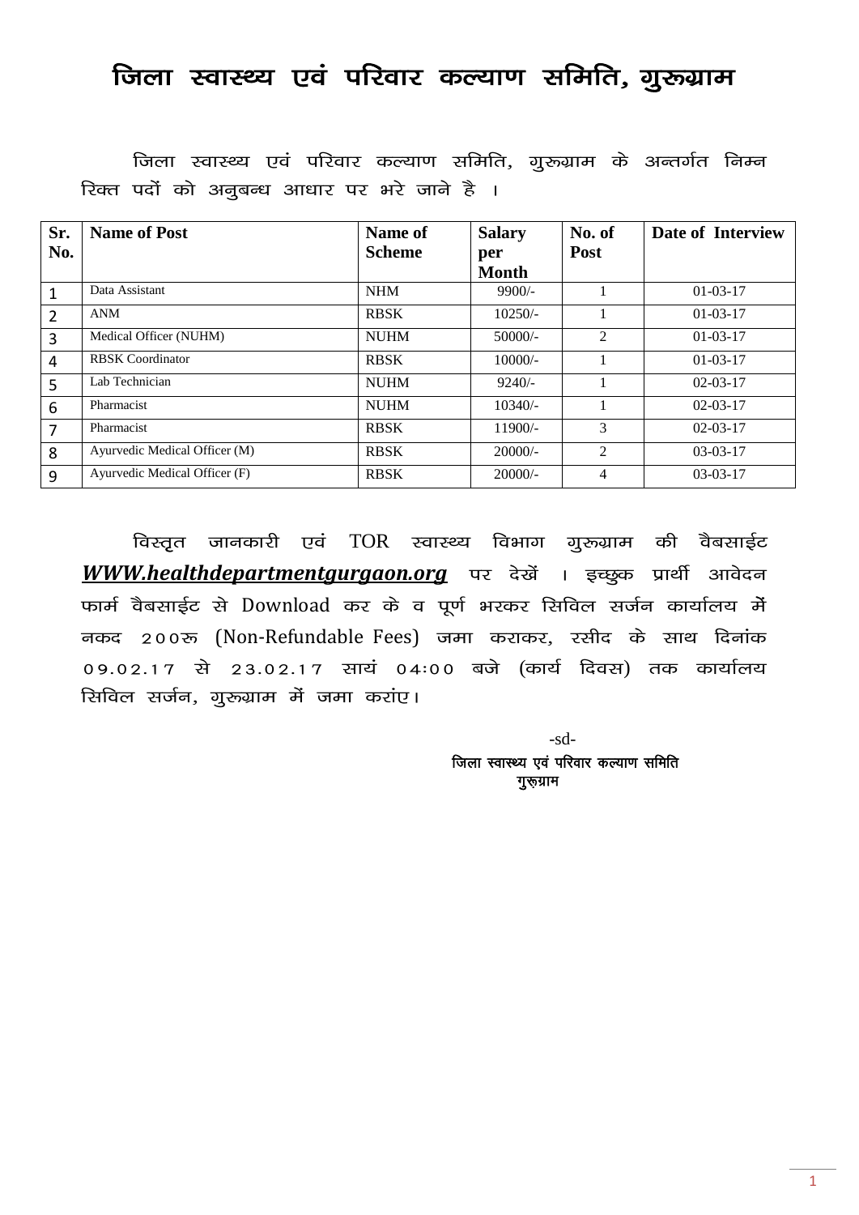# जिला स्वास्थ्य एवं परिवार कल्याण समिति, गुरूग्राम

जिला स्वास्थ्य एवं परिवार कल्याण समिति, गुरूग्राम के अन्तर्गत निम्न रिक्त पदों को अनुबन्ध आधार पर भरे जाने है ।

| Sr. No. | Name of Post | Name of Scheme | Salary per Month | No. of Post | Date of Interview |
|---|---|---|---|---|---|
| 1 | Data Assistant | NHM | 9900/- | 1 | 01-03-17 |
| 2 | ANM | RBSK | 10250/- | 1 | 01-03-17 |
| 3 | Medical Officer (NUHM) | NUHM | 50000/- | 2 | 01-03-17 |
| 4 | RBSK Coordinator | RBSK | 10000/- | 1 | 01-03-17 |
| 5 | Lab Technician | NUHM | 9240/- | 1 | 02-03-17 |
| 6 | Pharmacist | NUHM | 10340/- | 1 | 02-03-17 |
| 7 | Pharmacist | RBSK | 11900/- | 3 | 02-03-17 |
| 8 | Ayurvedic Medical Officer (M) | RBSK | 20000/- | 2 | 03-03-17 |
| 9 | Ayurvedic Medical Officer (F) | RBSK | 20000/- | 4 | 03-03-17 |

विस्तृत जानकारी एवं TOR स्वास्थ्य विभाग गुरूग्राम की वैबसाईट ***WWW.healthdepartmentgurgaon.org*** पर देखें । इच्छुक प्रार्थी आवेदन फार्म वैबसाईट से Download कर के व पूर्ण भरकर सिविल सर्जन कार्यालय में नकद 200रू (Non-Refundable Fees) जमा कराकर, रसीद के साथ दिनांक 09.02.17 से 23.02.17 सायं 04:00 बजे (कार्य दिवस) तक कार्यालय सिविल सर्जन, गुरूग्राम में जमा करांए।

-sd-

**जिला स्वास्थ्य एवं परिवार कल्याण समिति**
**गुरूग्राम**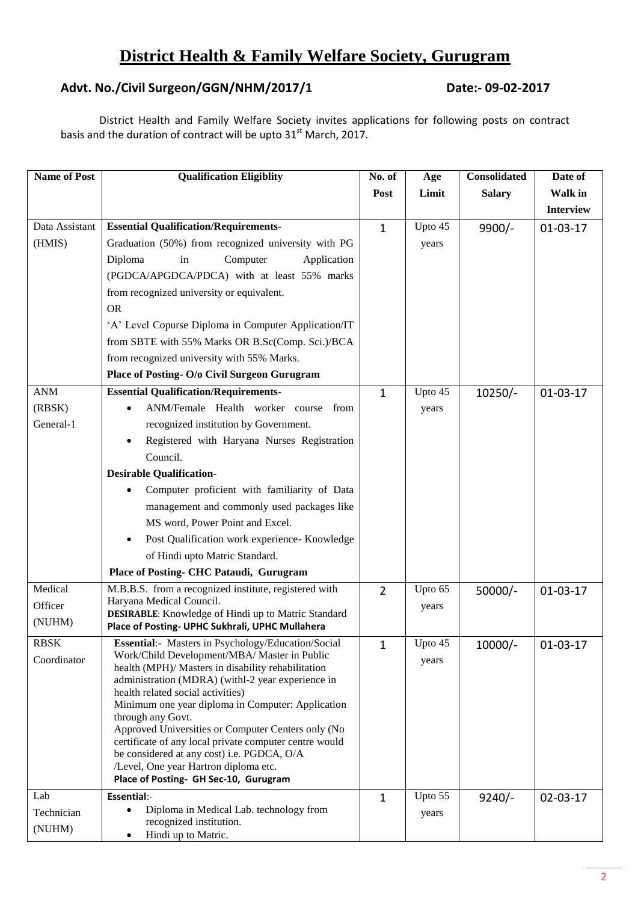# District Health & Family Welfare Society, Gurugram

**Advt. No./Civil Surgeon/GGN/NHM/2017/1** **Date:- 09-02-2017**

District Health and Family Welfare Society invites applications for following posts on contract basis and the duration of contract will be upto 31st March, 2017.

| Name of Post | Qualification Eligiblity | No. of Post | Age Limit | Consolidated Salary | Date of Walk in Interview |
|---|---|---|---|---|---|
| Data Assistant (HMIS) | **Essential Qualification/Requirements-**<br>Graduation (50%) from recognized university with PG Diploma in Computer Application (PGDCA/APGDCA/PDCA) with at least 55% marks from recognized university or equivalent.<br>OR<br>'A' Level Copurse Diploma in Computer Application/IT from SBTE with 55% Marks OR B.Sc(Comp. Sci.)/BCA from recognized university with 55% Marks.<br>**Place of Posting- O/o Civil Surgeon Gurugram** | 1 | Upto 45 years | 9900/- | 01-03-17 |
| ANM (RBSK) General-1 | **Essential Qualification/Requirements-**<br>• ANM/Female Health worker course from recognized institution by Government.<br>• Registered with Haryana Nurses Registration Council.<br>**Desirable Qualification-**<br>• Computer proficient with familiarity of Data management and commonly used packages like MS word, Power Point and Excel.<br>• Post Qualification work experience- Knowledge of Hindi upto Matric Standard.<br>**Place of Posting- CHC Pataudi, Gurugram** | 1 | Upto 45 years | 10250/- | 01-03-17 |
| Medical Officer (NUHM) | M.B.B.S. from a recognized institute, registered with Haryana Medical Council.<br>**DESIRABLE**: Knowledge of Hindi up to Matric Standard<br>**Place of Posting- UPHC Sukhrali, UPHC Mullahera** | 2 | Upto 65 years | 50000/- | 01-03-17 |
| RBSK Coordinator | **Essential**:- Masters in Psychology/Education/Social Work/Child Development/MBA/ Master in Public health (MPH)/ Masters in disability rehabilitation administration (MDRA) (withl-2 year experience in health related social activities)<br>Minimum one year diploma in Computer: Application through any Govt.<br>Approved Universities or Computer Centers only (No certificate of any local private computer centre would be considered at any cost) i.e. PGDCA, O/A /Level, One year Hartron diploma etc.<br>**Place of Posting- GH Sec-10, Gurugram** | 1 | Upto 45 years | 10000/- | 01-03-17 |
| Lab Technician (NUHM) | **Essential**:-<br>• Diploma in Medical Lab. technology from recognized institution.<br>• Hindi up to Matric. | 1 | Upto 55 years | 9240/- | 02-03-17 |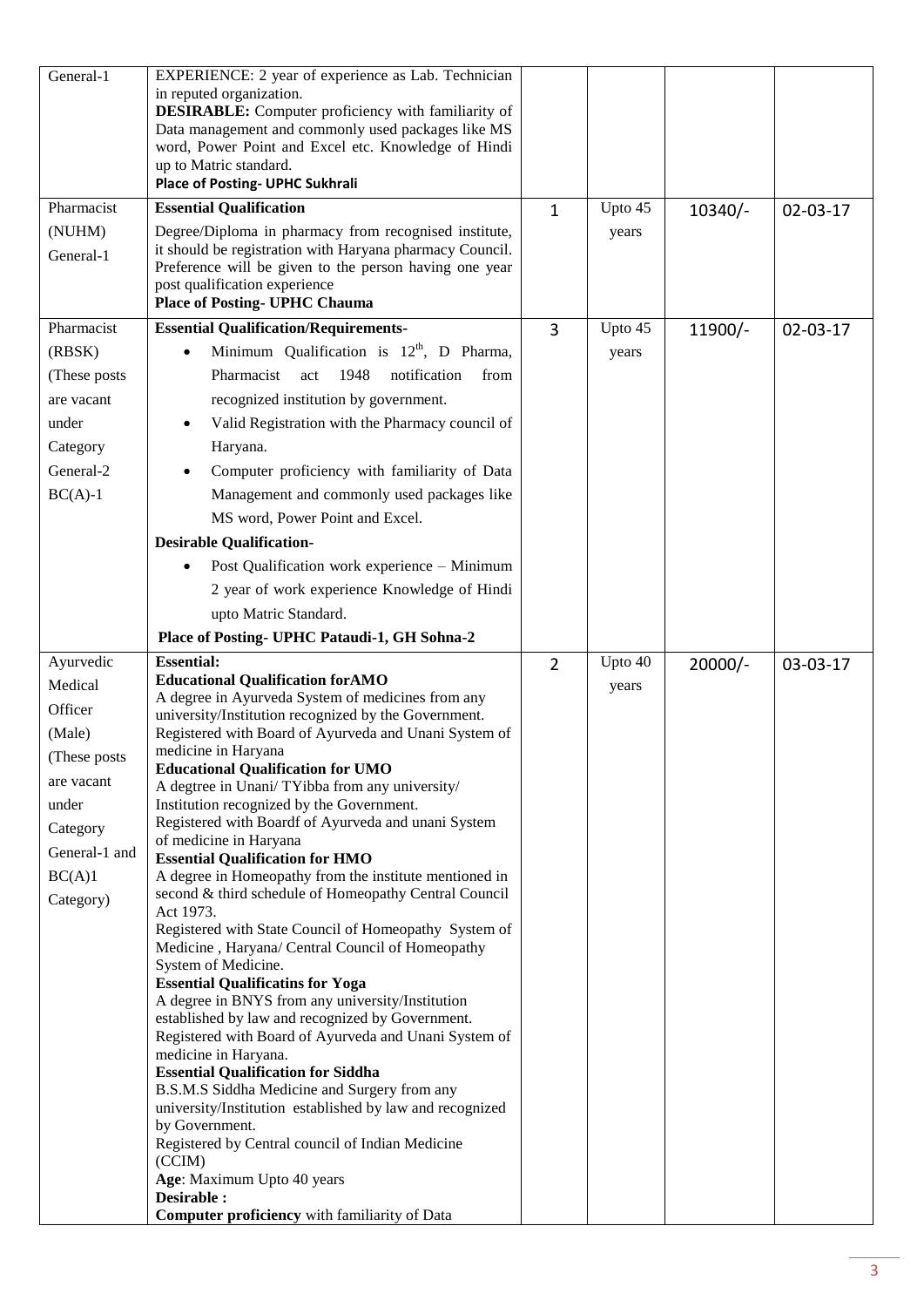| | | | | | |
|---|---|---|---|---|---|
| General-1 | EXPERIENCE: 2 year of experience as Lab. Technician in reputed organization.<br>**DESIRABLE:** Computer proficiency with familiarity of Data management and commonly used packages like MS word, Power Point and Excel etc. Knowledge of Hindi up to Matric standard.<br>**Place of Posting- UPHC Sukhrali** | | | | |
| Pharmacist (NUHM) General-1 | **Essential Qualification**<br>Degree/Diploma in pharmacy from recognised institute, it should be registration with Haryana pharmacy Council. Preference will be given to the person having one year post qualification experience<br>**Place of Posting- UPHC Chauma** | 1 | Upto 45 years | 10340/- | 02-03-17 |
| Pharmacist (RBSK) (These posts are vacant under Category General-2 BC(A)-1 | **Essential Qualification/Requirements-**<br>• Minimum Qualification is 12th, D Pharma, Pharmacist act 1948 notification from recognized institution by government.<br>• Valid Registration with the Pharmacy council of Haryana.<br>• Computer proficiency with familiarity of Data Management and commonly used packages like MS word, Power Point and Excel.<br>**Desirable Qualification-**<br>• Post Qualification work experience – Minimum 2 year of work experience Knowledge of Hindi upto Matric Standard.<br>**Place of Posting- UPHC Pataudi-1, GH Sohna-2** | 3 | Upto 45 years | 11900/- | 02-03-17 |
| Ayurvedic Medical Officer (Male) (These posts are vacant under Category General-1 and BC(A)1 Category) | **Essential:**<br>**Educational Qualification forAMO**<br>A degree in Ayurveda System of medicines from any university/Institution recognized by the Government.<br>Registered with Board of Ayurveda and Unani System of medicine in Haryana<br>**Educational Qualification for UMO**<br>A degtree in Unani/ TYibba from any university/ Institution recognized by the Government.<br>Registered with Boardf of Ayurveda and unani System of medicine in Haryana<br>**Essential Qualification for HMO**<br>A degree in Homeopathy from the institute mentioned in second & third schedule of Homeopathy Central Council Act 1973.<br>Registered with State Council of Homeopathy System of Medicine , Haryana/ Central Council of Homeopathy System of Medicine.<br>**Essential Qualificatins for Yoga**<br>A degree in BNYS from any university/Institution established by law and recognized by Government.<br>Registered with Board of Ayurveda and Unani System of medicine in Haryana.<br>**Essential Qualification for Siddha**<br>B.S.M.S Siddha Medicine and Surgery from any university/Institution established by law and recognized by Government.<br>Registered by Central council of Indian Medicine (CCIM)<br>**Age**: Maximum Upto 40 years<br>**Desirable :**<br>**Computer proficiency** with familiarity of Data | 2 | Upto 40 years | 20000/- | 03-03-17 |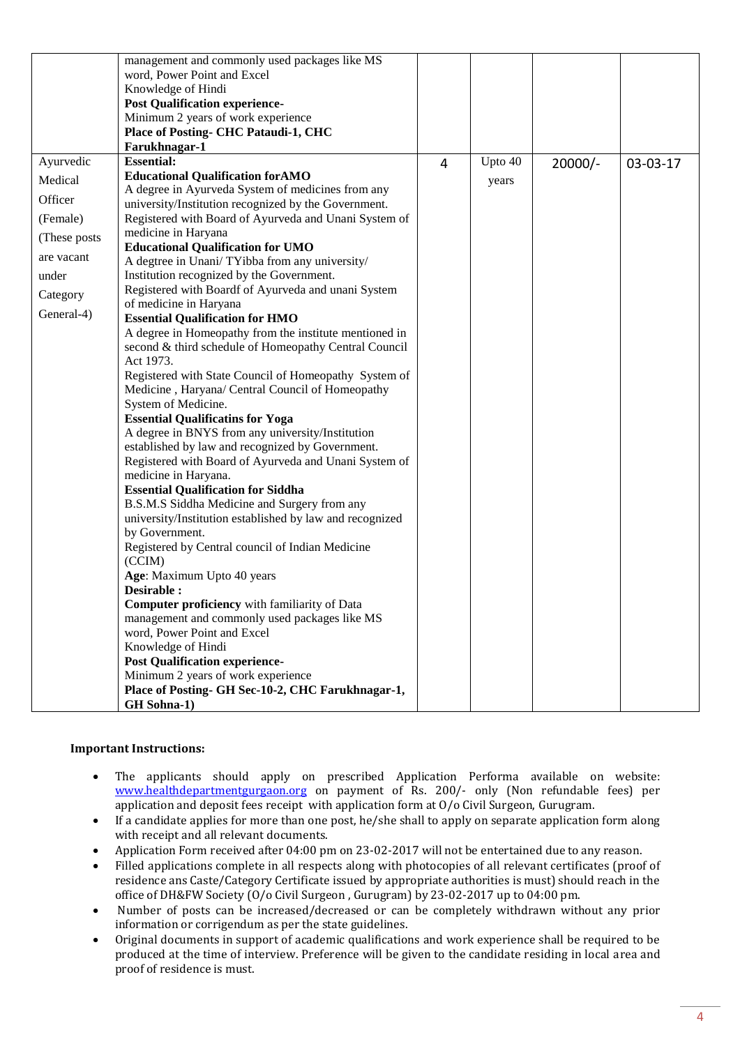| | | | | | |
|---|---|---|---|---|---|
| | management and commonly used packages like MS word, Power Point and Excel<br>Knowledge of Hindi<br>**Post Qualification experience-**<br>Minimum 2 years of work experience<br>**Place of Posting- CHC Pataudi-1, CHC Farukhnagar-1** | | | | |
| Ayurvedic Medical Officer (Female) (These posts are vacant under Category General-4) | **Essential:**<br>**Educational Qualification forAMO**<br>A degree in Ayurveda System of medicines from any university/Institution recognized by the Government.<br>Registered with Board of Ayurveda and Unani System of medicine in Haryana<br>**Educational Qualification for UMO**<br>A degtree in Unani/ TYibba from any university/ Institution recognized by the Government.<br>Registered with Boardf of Ayurveda and unani System of medicine in Haryana<br>**Essential Qualification for HMO**<br>A degree in Homeopathy from the institute mentioned in second & third schedule of Homeopathy Central Council Act 1973.<br>Registered with State Council of Homeopathy System of Medicine , Haryana/ Central Council of Homeopathy System of Medicine.<br>**Essential Qualificatins for Yoga**<br>A degree in BNYS from any university/Institution established by law and recognized by Government.<br>Registered with Board of Ayurveda and Unani System of medicine in Haryana.<br>**Essential Qualification for Siddha**<br>B.S.M.S Siddha Medicine and Surgery from any university/Institution established by law and recognized by Government.<br>Registered by Central council of Indian Medicine (CCIM)<br>**Age**: Maximum Upto 40 years<br>**Desirable :**<br>**Computer proficiency** with familiarity of Data management and commonly used packages like MS word, Power Point and Excel<br>Knowledge of Hindi<br>**Post Qualification experience-**<br>Minimum 2 years of work experience<br>**Place of Posting- GH Sec-10-2, CHC Farukhnagar-1, GH Sohna-1)** | 4 | Upto 40 years | 20000/- | 03-03-17 |

**Important Instructions:**

- The applicants should apply on prescribed Application Performa available on website: www.healthdepartmentgurgaon.org on payment of Rs. 200/- only (Non refundable fees) per application and deposit fees receipt with application form at O/o Civil Surgeon, Gurugram.
- If a candidate applies for more than one post, he/she shall to apply on separate application form along with receipt and all relevant documents.
- Application Form received after 04:00 pm on 23-02-2017 will not be entertained due to any reason.
- Filled applications complete in all respects along with photocopies of all relevant certificates (proof of residence ans Caste/Category Certificate issued by appropriate authorities is must) should reach in the office of DH&FW Society (O/o Civil Surgeon , Gurugram) by 23-02-2017 up to 04:00 pm.
- Number of posts can be increased/decreased or can be completely withdrawn without any prior information or corrigendum as per the state guidelines.
- Original documents in support of academic qualifications and work experience shall be required to be produced at the time of interview. Preference will be given to the candidate residing in local area and proof of residence is must.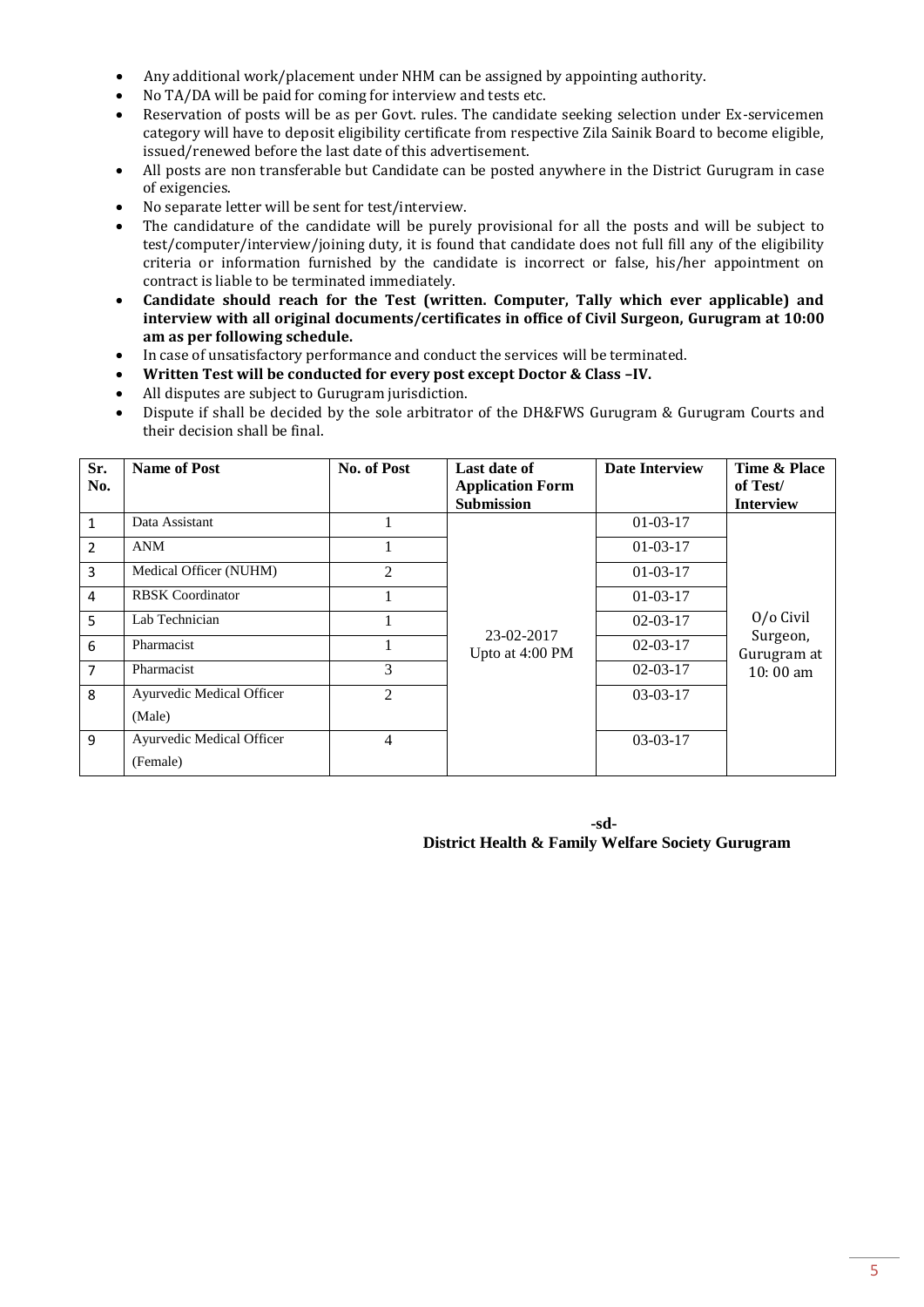- Any additional work/placement under NHM can be assigned by appointing authority.
- No TA/DA will be paid for coming for interview and tests etc.
- Reservation of posts will be as per Govt. rules. The candidate seeking selection under Ex-servicemen category will have to deposit eligibility certificate from respective Zila Sainik Board to become eligible, issued/renewed before the last date of this advertisement.
- All posts are non transferable but Candidate can be posted anywhere in the District Gurugram in case of exigencies.
- No separate letter will be sent for test/interview.
- The candidature of the candidate will be purely provisional for all the posts and will be subject to test/computer/interview/joining duty, it is found that candidate does not full fill any of the eligibility criteria or information furnished by the candidate is incorrect or false, his/her appointment on contract is liable to be terminated immediately.
- **Candidate should reach for the Test (written. Computer, Tally which ever applicable) and interview with all original documents/certificates in office of Civil Surgeon, Gurugram at 10:00 am as per following schedule.**
- In case of unsatisfactory performance and conduct the services will be terminated.
- **Written Test will be conducted for every post except Doctor & Class –IV.**
- All disputes are subject to Gurugram jurisdiction.
- Dispute if shall be decided by the sole arbitrator of the DH&FWS Gurugram & Gurugram Courts and their decision shall be final.

| Sr. No. | Name of Post | No. of Post | Last date of Application Form Submission | Date Interview | Time & Place of Test/ Interview |
|---|---|---|---|---|---|
| 1 | Data Assistant | 1 | 23-02-2017 Upto at 4:00 PM | 01-03-17 | O/o Civil Surgeon, Gurugram at 10: 00 am |
| 2 | ANM | 1 | | 01-03-17 | |
| 3 | Medical Officer (NUHM) | 2 | | 01-03-17 | |
| 4 | RBSK Coordinator | 1 | | 01-03-17 | |
| 5 | Lab Technician | 1 | | 02-03-17 | |
| 6 | Pharmacist | 1 | | 02-03-17 | |
| 7 | Pharmacist | 3 | | 02-03-17 | |
| 8 | Ayurvedic Medical Officer (Male) | 2 | | 03-03-17 | |
| 9 | Ayurvedic Medical Officer (Female) | 4 | | 03-03-17 | |

**-sd-**

**District Health & Family Welfare Society Gurugram**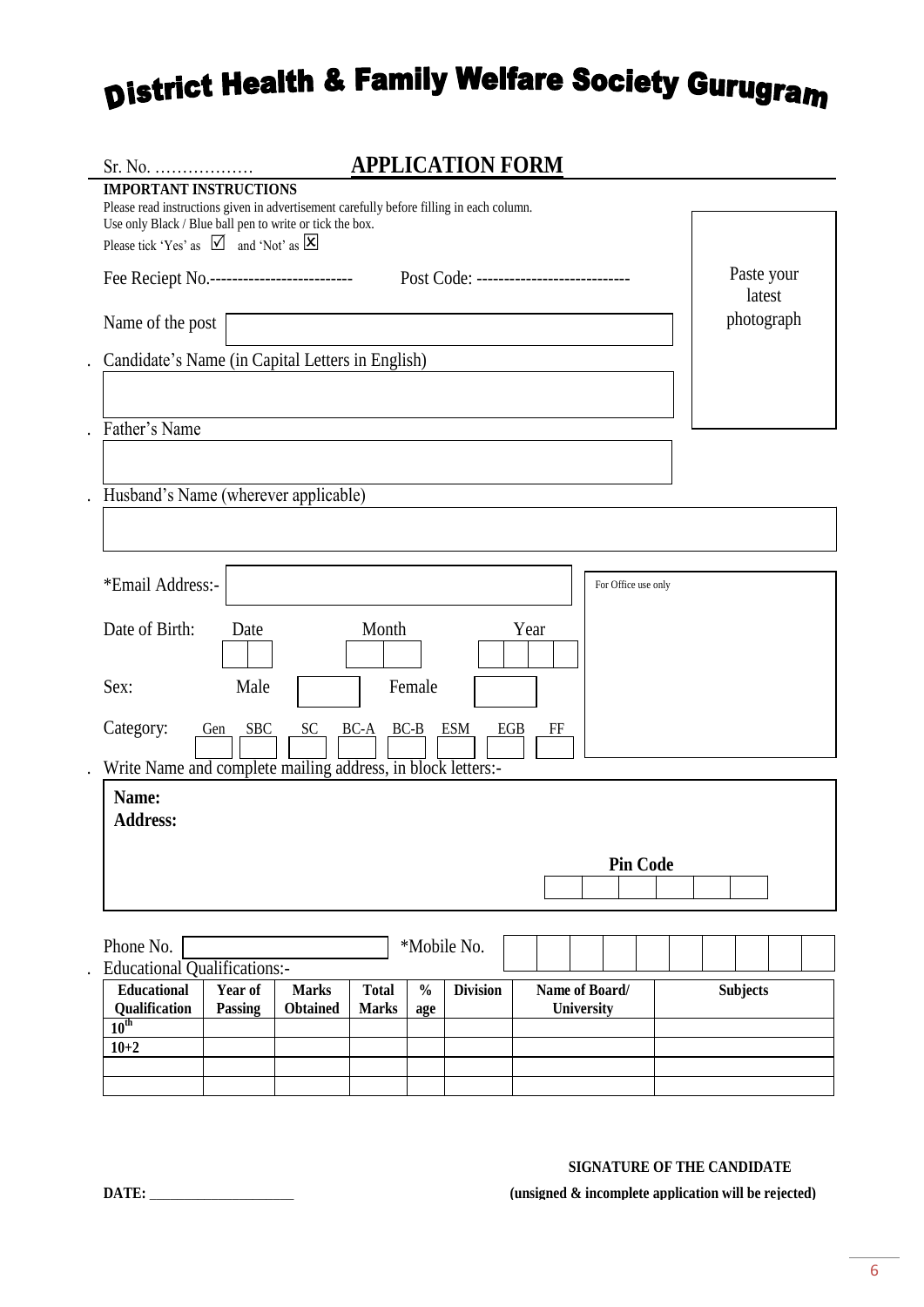# District Health & Family Welfare Society Gurugram

Sr. No. ………………

## APPLICATION FORM

**IMPORTANT INSTRUCTIONS**

Please read instructions given in advertisement carefully before filling in each column.
Use only Black / Blue ball pen to write or tick the box.
Please tick 'Yes' as ☑ and 'Not' as ☒

Paste your latest photograph

Fee Reciept No.--------------------------- Post Code: -----------------------------

Name of the post

. Candidate's Name (in Capital Letters in English)

. Father's Name

. Husband's Name (wherever applicable)

*Email Address:-

For Office use only

Date of Birth: Date Month Year

Sex: Male Female

Category: Gen SBC SC BC-A BC-B ESM EGB FF

. Write Name and complete mailing address, in block letters:-

**Name:**
**Address:**

**Pin Code**

Phone No. *Mobile No.

. Educational Qualifications:-

| Educational Qualification | Year of Passing | Marks Obtained | Total Marks | % age | Division | Name of Board/ University | Subjects |
|---|---|---|---|---|---|---|---|
| 10th | | | | | | | |
| 10+2 | | | | | | | |
| | | | | | | | |
| | | | | | | | |

**SIGNATURE OF THE CANDIDATE**

**DATE:** ____________________

**(unsigned & incomplete application will be rejected)**